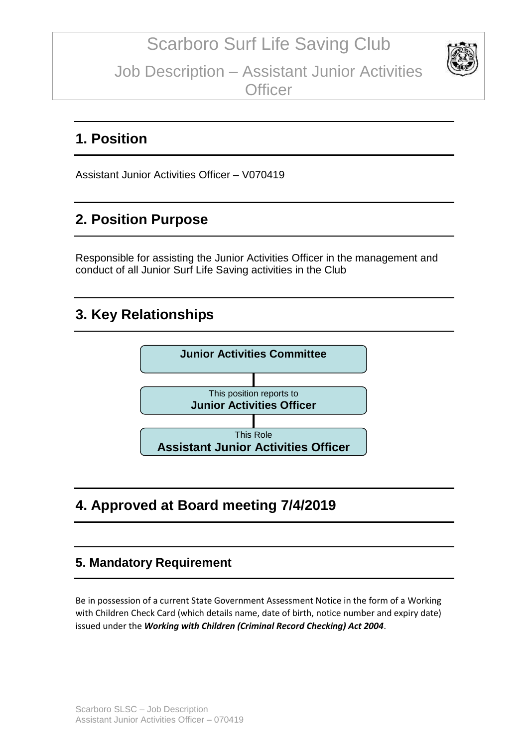# Scarboro Surf Life Saving Club

## Job Description – Assistant Junior Activities Officer

## 1. Position

Assistant Junior Activities Officer – V070419

## 2. Position Purpose

Responsible for assisting the Junior Activities Officer in the management and conduct of all Junior Surf Life Saving activities in the Club

## 3. Key Relationships

**Junior Activities Committee**

This position reports to
**Junior Activities Officer**

This Role
**Assistant Junior Activities Officer**

## 4. Approved at Board meeting 7/4/2019

### 5. Mandatory Requirement

Be in possession of a current State Government Assessment Notice in the form of a Working with Children Check Card (which details name, date of birth, notice number and expiry date) issued under the ***Working with Children (Criminal Record Checking) Act 2004***.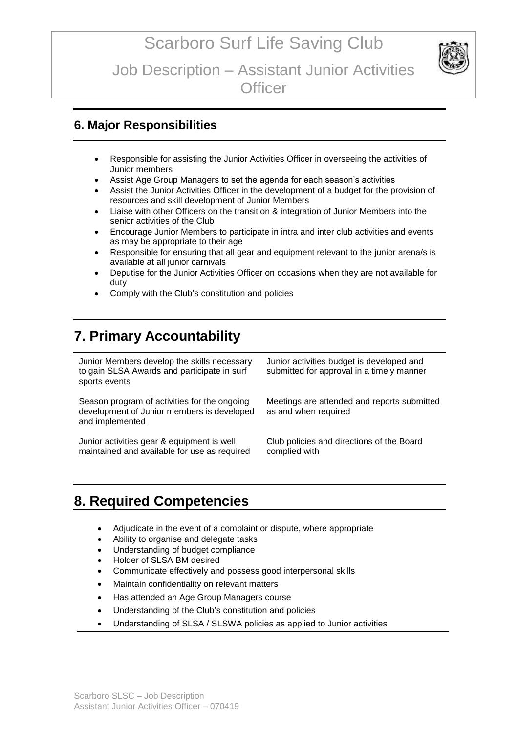## 6. Major Responsibilities

- Responsible for assisting the Junior Activities Officer in overseeing the activities of Junior members
- Assist Age Group Managers to set the agenda for each season's activities
- Assist the Junior Activities Officer in the development of a budget for the provision of resources and skill development of Junior Members
- Liaise with other Officers on the transition & integration of Junior Members into the senior activities of the Club
- Encourage Junior Members to participate in intra and inter club activities and events as may be appropriate to their age
- Responsible for ensuring that all gear and equipment relevant to the junior arena/s is available at all junior carnivals
- Deputise for the Junior Activities Officer on occasions when they are not available for duty
- Comply with the Club's constitution and policies

## 7. Primary Accountability

| | |
|---|---|
| Junior Members develop the skills necessary to gain SLSA Awards and participate in surf sports events | Junior activities budget is developed and submitted for approval in a timely manner |
| Season program of activities for the ongoing development of Junior members is developed and implemented | Meetings are attended and reports submitted as and when required |
| Junior activities gear & equipment is well maintained and available for use as required | Club policies and directions of the Board complied with |

## 8. Required Competencies

- Adjudicate in the event of a complaint or dispute, where appropriate
- Ability to organise and delegate tasks
- Understanding of budget compliance
- Holder of SLSA BM desired
- Communicate effectively and possess good interpersonal skills
- Maintain confidentiality on relevant matters
- Has attended an Age Group Managers course
- Understanding of the Club's constitution and policies
- Understanding of SLSA / SLSWA policies as applied to Junior activities